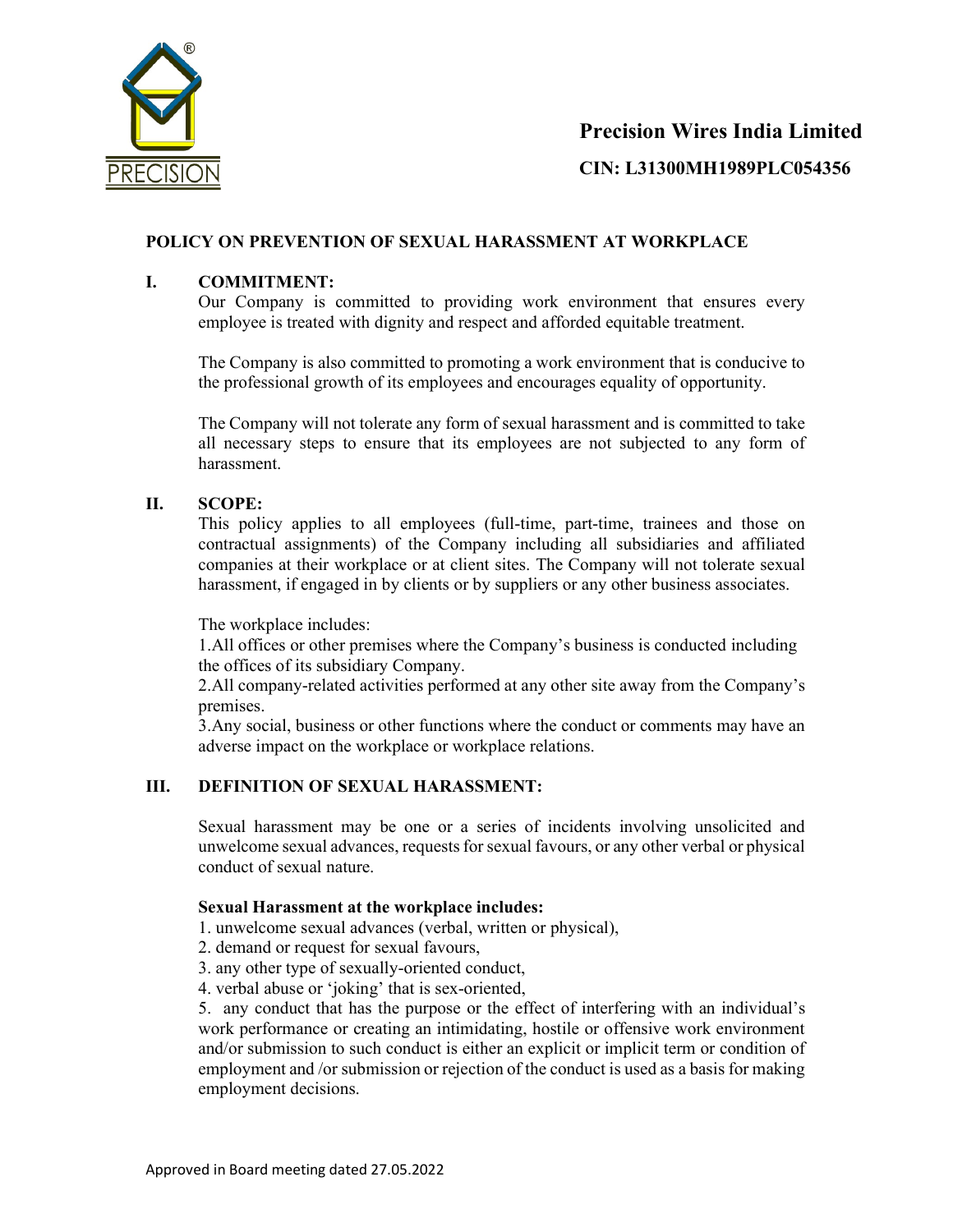**Precision Wires India Limited**

**CIN: L31300MH1989PLC054356**

## POLICY ON PREVENTION OF SEXUAL HARASSMENT AT WORKPLACE

### I. COMMITMENT:

Our Company is committed to providing work environment that ensures every employee is treated with dignity and respect and afforded equitable treatment.

The Company is also committed to promoting a work environment that is conducive to the professional growth of its employees and encourages equality of opportunity.

The Company will not tolerate any form of sexual harassment and is committed to take all necessary steps to ensure that its employees are not subjected to any form of harassment.

### II. SCOPE:

This policy applies to all employees (full-time, part-time, trainees and those on contractual assignments) of the Company including all subsidiaries and affiliated companies at their workplace or at client sites. The Company will not tolerate sexual harassment, if engaged in by clients or by suppliers or any other business associates.

The workplace includes:

1. All offices or other premises where the Company's business is conducted including the offices of its subsidiary Company.
2. All company-related activities performed at any other site away from the Company's premises.
3. Any social, business or other functions where the conduct or comments may have an adverse impact on the workplace or workplace relations.

### III. DEFINITION OF SEXUAL HARASSMENT:

Sexual harassment may be one or a series of incidents involving unsolicited and unwelcome sexual advances, requests for sexual favours, or any other verbal or physical conduct of sexual nature.

**Sexual Harassment at the workplace includes:**

1. unwelcome sexual advances (verbal, written or physical),
2. demand or request for sexual favours,
3. any other type of sexually-oriented conduct,
4. verbal abuse or 'joking' that is sex-oriented,
5. any conduct that has the purpose or the effect of interfering with an individual's work performance or creating an intimidating, hostile or offensive work environment and/or submission to such conduct is either an explicit or implicit term or condition of employment and /or submission or rejection of the conduct is used as a basis for making employment decisions.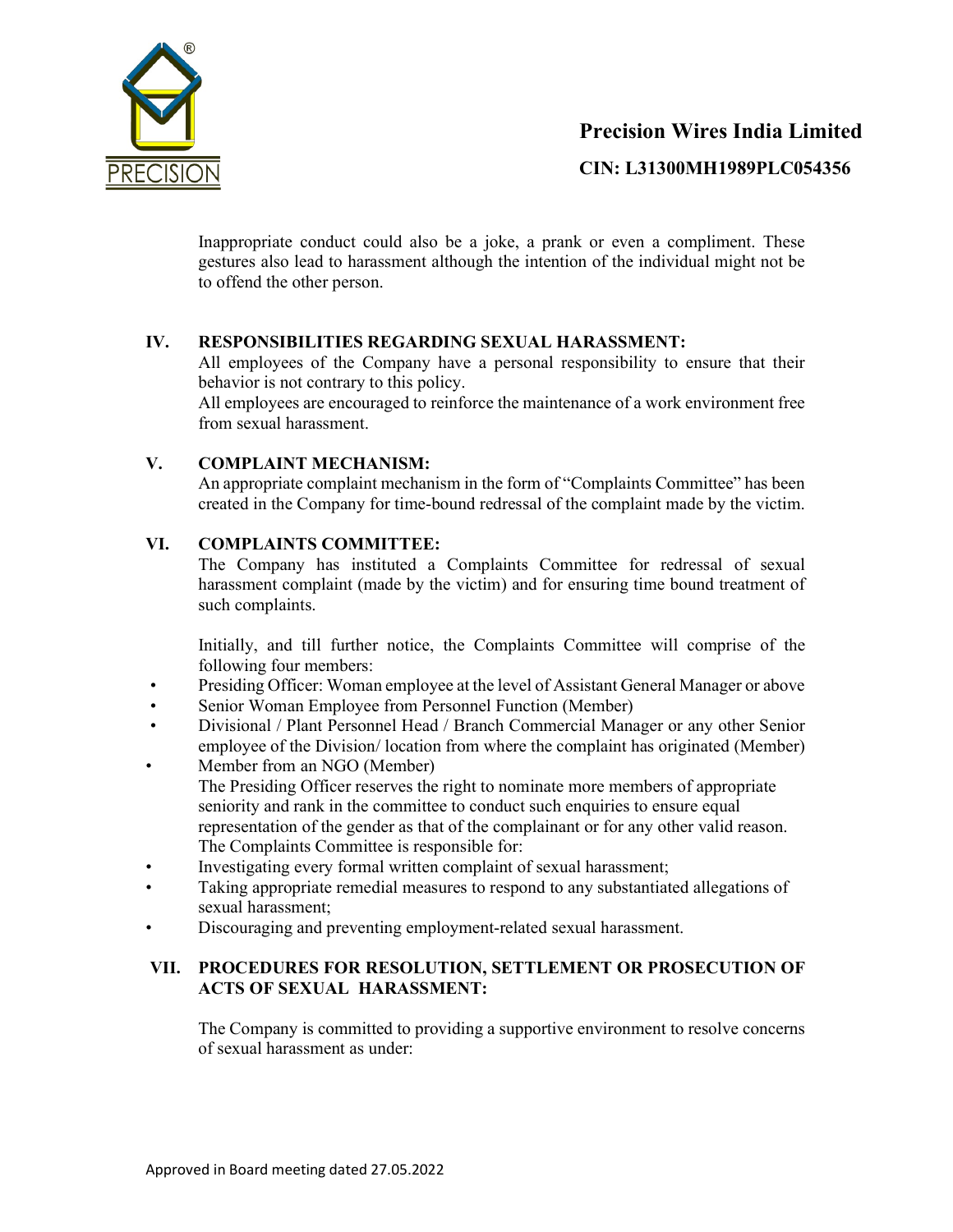Inappropriate conduct could also be a joke, a prank or even a compliment. These gestures also lead to harassment although the intention of the individual might not be to offend the other person.

## IV. RESPONSIBILITIES REGARDING SEXUAL HARASSMENT:

All employees of the Company have a personal responsibility to ensure that their behavior is not contrary to this policy.

All employees are encouraged to reinforce the maintenance of a work environment free from sexual harassment.

## V. COMPLAINT MECHANISM:

An appropriate complaint mechanism in the form of "Complaints Committee" has been created in the Company for time-bound redressal of the complaint made by the victim.

## VI. COMPLAINTS COMMITTEE:

The Company has instituted a Complaints Committee for redressal of sexual harassment complaint (made by the victim) and for ensuring time bound treatment of such complaints.

Initially, and till further notice, the Complaints Committee will comprise of the following four members:

- Presiding Officer: Woman employee at the level of Assistant General Manager or above
- Senior Woman Employee from Personnel Function (Member)
- Divisional / Plant Personnel Head / Branch Commercial Manager or any other Senior employee of the Division/ location from where the complaint has originated (Member)
- Member from an NGO (Member)

The Presiding Officer reserves the right to nominate more members of appropriate seniority and rank in the committee to conduct such enquiries to ensure equal representation of the gender as that of the complainant or for any other valid reason.

The Complaints Committee is responsible for:

- Investigating every formal written complaint of sexual harassment;
- Taking appropriate remedial measures to respond to any substantiated allegations of sexual harassment;
- Discouraging and preventing employment-related sexual harassment.

## VII. PROCEDURES FOR RESOLUTION, SETTLEMENT OR PROSECUTION OF ACTS OF SEXUAL HARASSMENT:

The Company is committed to providing a supportive environment to resolve concerns of sexual harassment as under: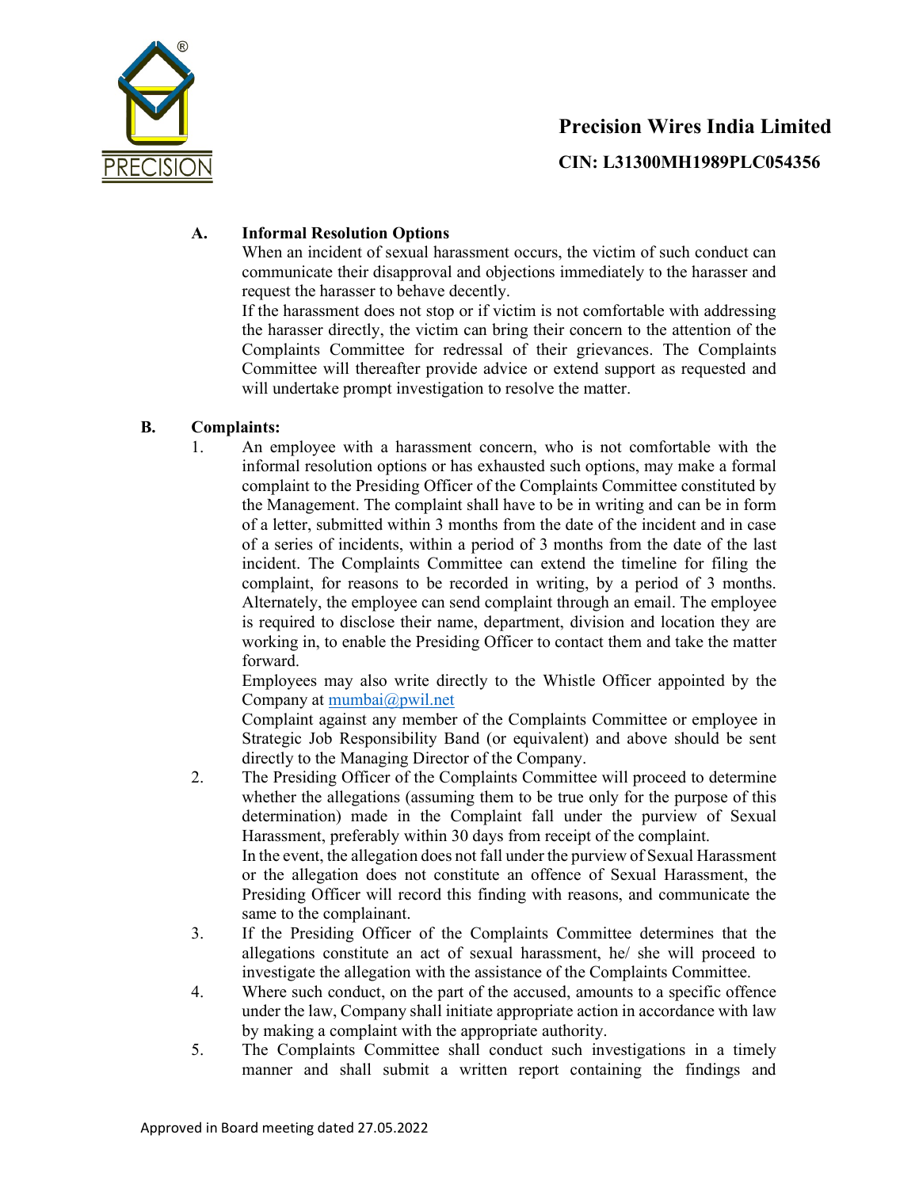## A. Informal Resolution Options

When an incident of sexual harassment occurs, the victim of such conduct can communicate their disapproval and objections immediately to the harasser and request the harasser to behave decently.

If the harassment does not stop or if victim is not comfortable with addressing the harasser directly, the victim can bring their concern to the attention of the Complaints Committee for redressal of their grievances. The Complaints Committee will thereafter provide advice or extend support as requested and will undertake prompt investigation to resolve the matter.

## B. Complaints:

1. An employee with a harassment concern, who is not comfortable with the informal resolution options or has exhausted such options, may make a formal complaint to the Presiding Officer of the Complaints Committee constituted by the Management. The complaint shall have to be in writing and can be in form of a letter, submitted within 3 months from the date of the incident and in case of a series of incidents, within a period of 3 months from the date of the last incident. The Complaints Committee can extend the timeline for filing the complaint, for reasons to be recorded in writing, by a period of 3 months. Alternately, the employee can send complaint through an email. The employee is required to disclose their name, department, division and location they are working in, to enable the Presiding Officer to contact them and take the matter forward.

   Employees may also write directly to the Whistle Officer appointed by the Company at mumbai@pwil.net

   Complaint against any member of the Complaints Committee or employee in Strategic Job Responsibility Band (or equivalent) and above should be sent directly to the Managing Director of the Company.

2. The Presiding Officer of the Complaints Committee will proceed to determine whether the allegations (assuming them to be true only for the purpose of this determination) made in the Complaint fall under the purview of Sexual Harassment, preferably within 30 days from receipt of the complaint.

   In the event, the allegation does not fall under the purview of Sexual Harassment or the allegation does not constitute an offence of Sexual Harassment, the Presiding Officer will record this finding with reasons, and communicate the same to the complainant.

3. If the Presiding Officer of the Complaints Committee determines that the allegations constitute an act of sexual harassment, he/ she will proceed to investigate the allegation with the assistance of the Complaints Committee.

4. Where such conduct, on the part of the accused, amounts to a specific offence under the law, Company shall initiate appropriate action in accordance with law by making a complaint with the appropriate authority.

5. The Complaints Committee shall conduct such investigations in a timely manner and shall submit a written report containing the findings and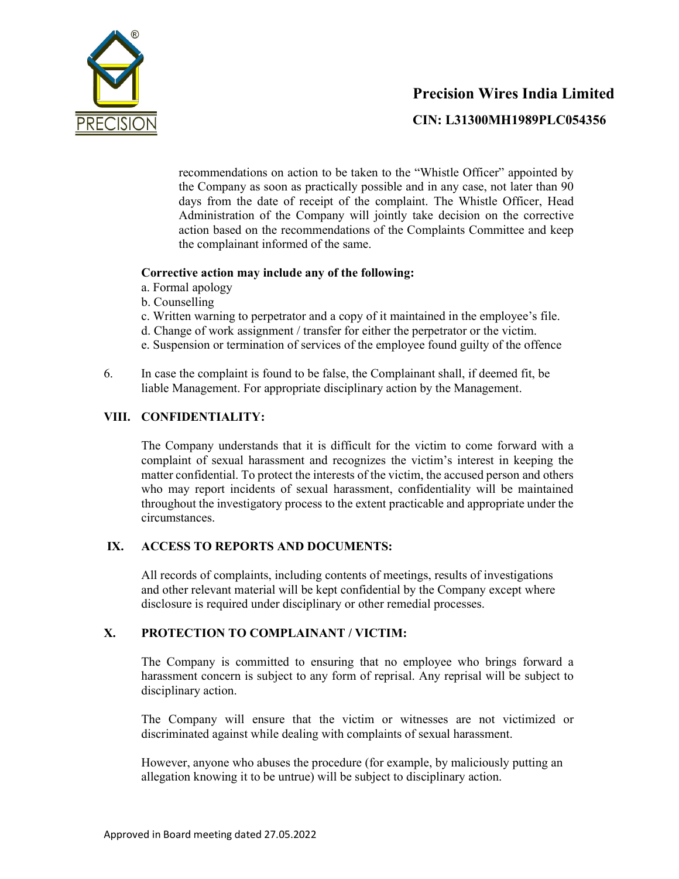recommendations on action to be taken to the "Whistle Officer" appointed by the Company as soon as practically possible and in any case, not later than 90 days from the date of receipt of the complaint. The Whistle Officer, Head Administration of the Company will jointly take decision on the corrective action based on the recommendations of the Complaints Committee and keep the complainant informed of the same.

**Corrective action may include any of the following:**

a. Formal apology
b. Counselling
c. Written warning to perpetrator and a copy of it maintained in the employee's file.
d. Change of work assignment / transfer for either the perpetrator or the victim.
e. Suspension or termination of services of the employee found guilty of the offence

6. In case the complaint is found to be false, the Complainant shall, if deemed fit, be liable Management. For appropriate disciplinary action by the Management.

## VIII. CONFIDENTIALITY:

The Company understands that it is difficult for the victim to come forward with a complaint of sexual harassment and recognizes the victim's interest in keeping the matter confidential. To protect the interests of the victim, the accused person and others who may report incidents of sexual harassment, confidentiality will be maintained throughout the investigatory process to the extent practicable and appropriate under the circumstances.

## IX. ACCESS TO REPORTS AND DOCUMENTS:

All records of complaints, including contents of meetings, results of investigations and other relevant material will be kept confidential by the Company except where disclosure is required under disciplinary or other remedial processes.

## X. PROTECTION TO COMPLAINANT / VICTIM:

The Company is committed to ensuring that no employee who brings forward a harassment concern is subject to any form of reprisal. Any reprisal will be subject to disciplinary action.

The Company will ensure that the victim or witnesses are not victimized or discriminated against while dealing with complaints of sexual harassment.

However, anyone who abuses the procedure (for example, by maliciously putting an allegation knowing it to be untrue) will be subject to disciplinary action.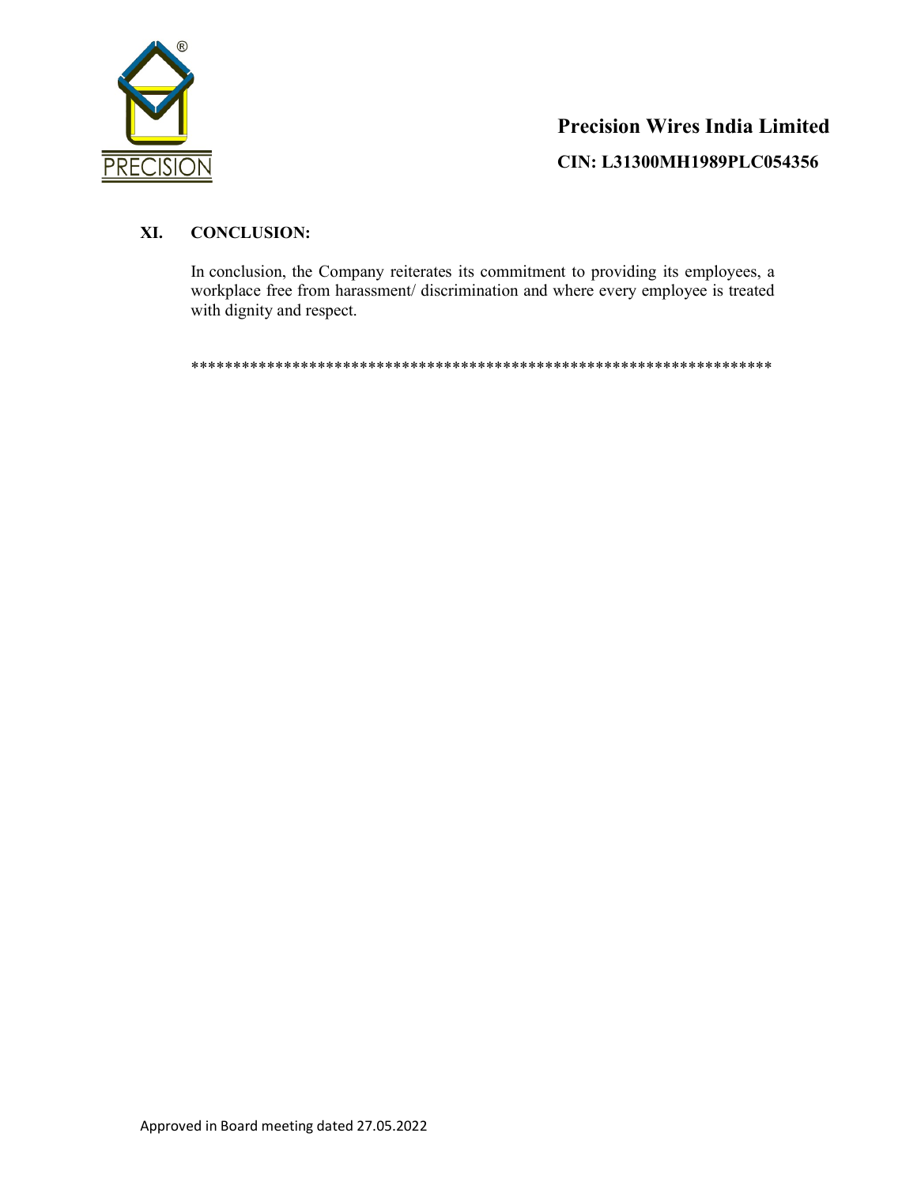## XI. CONCLUSION:

In conclusion, the Company reiterates its commitment to providing its employees, a workplace free from harassment/ discrimination and where every employee is treated with dignity and respect.

*********************************************************************